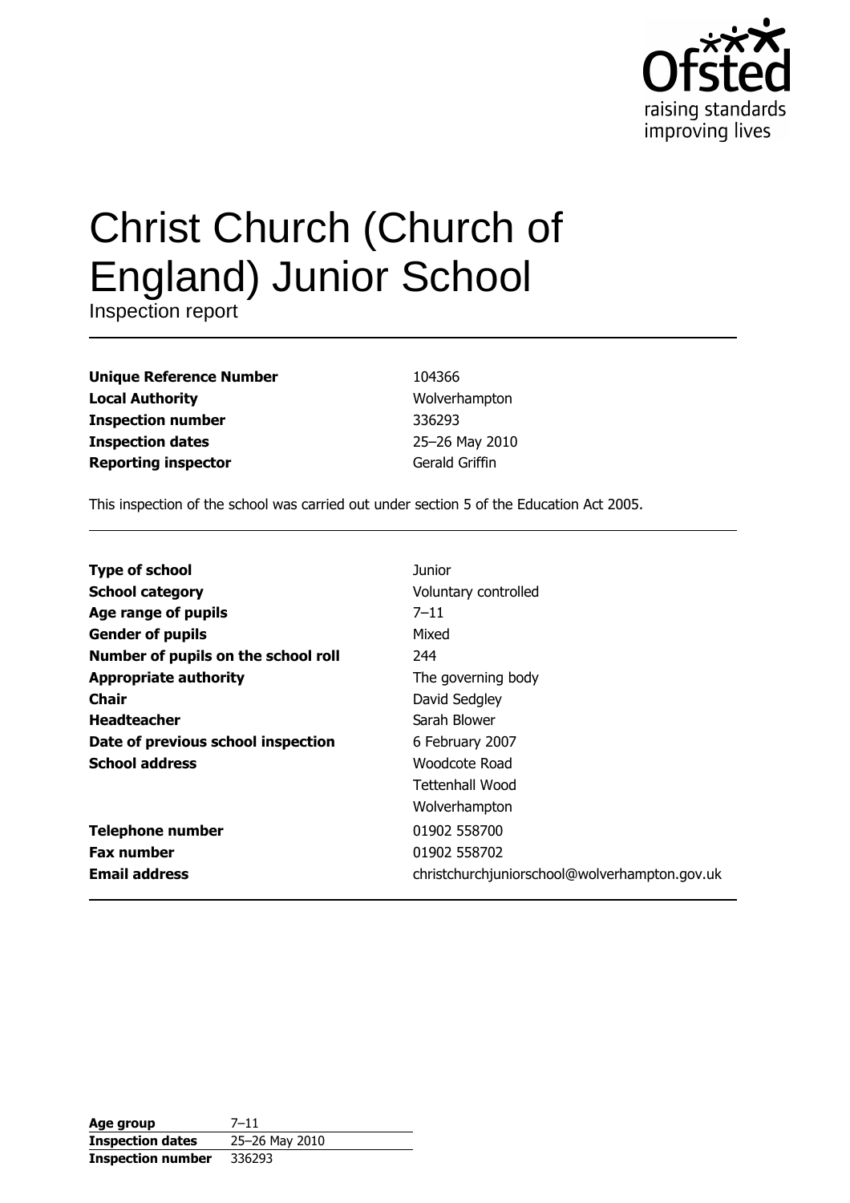Ofsted raising standards improving lives

# Christ Church (Church of England) Junior School

Inspection report

| | |
|---|---|
| **Unique Reference Number** | 104366 |
| **Local Authority** | Wolverhampton |
| **Inspection number** | 336293 |
| **Inspection dates** | 25–26 May 2010 |
| **Reporting inspector** | Gerald Griffin |

This inspection of the school was carried out under section 5 of the Education Act 2005.

| | |
|---|---|
| **Type of school** | Junior |
| **School category** | Voluntary controlled |
| **Age range of pupils** | 7–11 |
| **Gender of pupils** | Mixed |
| **Number of pupils on the school roll** | 244 |
| **Appropriate authority** | The governing body |
| **Chair** | David Sedgley |
| **Headteacher** | Sarah Blower |
| **Date of previous school inspection** | 6 February 2007 |
| **School address** | Woodcote Road<br>Tettenhall Wood<br>Wolverhampton |
| **Telephone number** | 01902 558700 |
| **Fax number** | 01902 558702 |
| **Email address** | christchurchjuniorschool@wolverhampton.gov.uk |

| | |
|---|---|
| **Age group** | 7–11 |
| **Inspection dates** | 25–26 May 2010 |
| **Inspection number** | 336293 |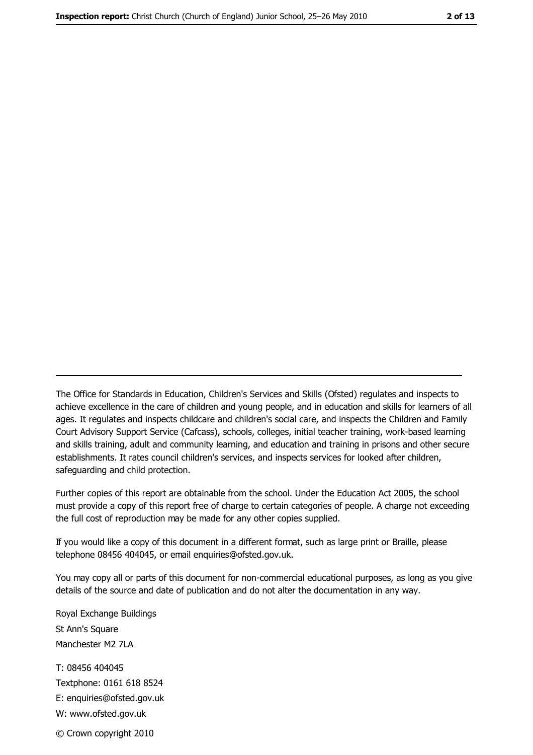The Office for Standards in Education, Children's Services and Skills (Ofsted) regulates and inspects to achieve excellence in the care of children and young people, and in education and skills for learners of all ages. It regulates and inspects childcare and children's social care, and inspects the Children and Family Court Advisory Support Service (Cafcass), schools, colleges, initial teacher training, work-based learning and skills training, adult and community learning, and education and training in prisons and other secure establishments. It rates council children's services, and inspects services for looked after children, safeguarding and child protection.

Further copies of this report are obtainable from the school. Under the Education Act 2005, the school must provide a copy of this report free of charge to certain categories of people. A charge not exceeding the full cost of reproduction may be made for any other copies supplied.

If you would like a copy of this document in a different format, such as large print or Braille, please telephone 08456 404045, or email enquiries@ofsted.gov.uk.

You may copy all or parts of this document for non-commercial educational purposes, as long as you give details of the source and date of publication and do not alter the documentation in any way.

Royal Exchange Buildings
St Ann's Square
Manchester M2 7LA

T: 08456 404045
Textphone: 0161 618 8524
E: enquiries@ofsted.gov.uk
W: www.ofsted.gov.uk

© Crown copyright 2010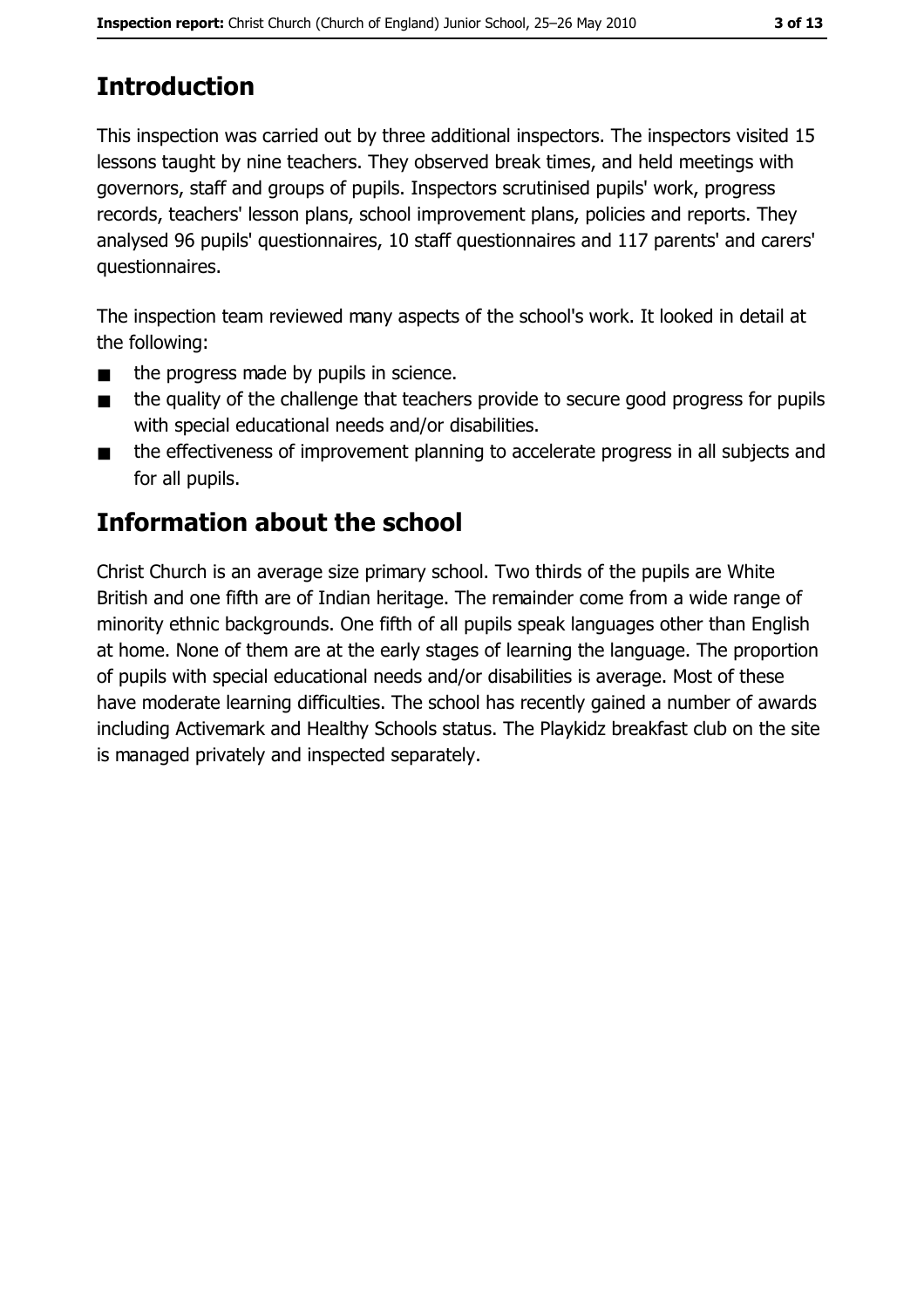# Introduction

This inspection was carried out by three additional inspectors. The inspectors visited 15 lessons taught by nine teachers. They observed break times, and held meetings with governors, staff and groups of pupils. Inspectors scrutinised pupils' work, progress records, teachers' lesson plans, school improvement plans, policies and reports. They analysed 96 pupils' questionnaires, 10 staff questionnaires and 117 parents' and carers' questionnaires.

The inspection team reviewed many aspects of the school's work. It looked in detail at the following:

- the progress made by pupils in science.
- the quality of the challenge that teachers provide to secure good progress for pupils with special educational needs and/or disabilities.
- the effectiveness of improvement planning to accelerate progress in all subjects and for all pupils.

# Information about the school

Christ Church is an average size primary school. Two thirds of the pupils are White British and one fifth are of Indian heritage. The remainder come from a wide range of minority ethnic backgrounds. One fifth of all pupils speak languages other than English at home. None of them are at the early stages of learning the language. The proportion of pupils with special educational needs and/or disabilities is average. Most of these have moderate learning difficulties. The school has recently gained a number of awards including Activemark and Healthy Schools status. The Playkidz breakfast club on the site is managed privately and inspected separately.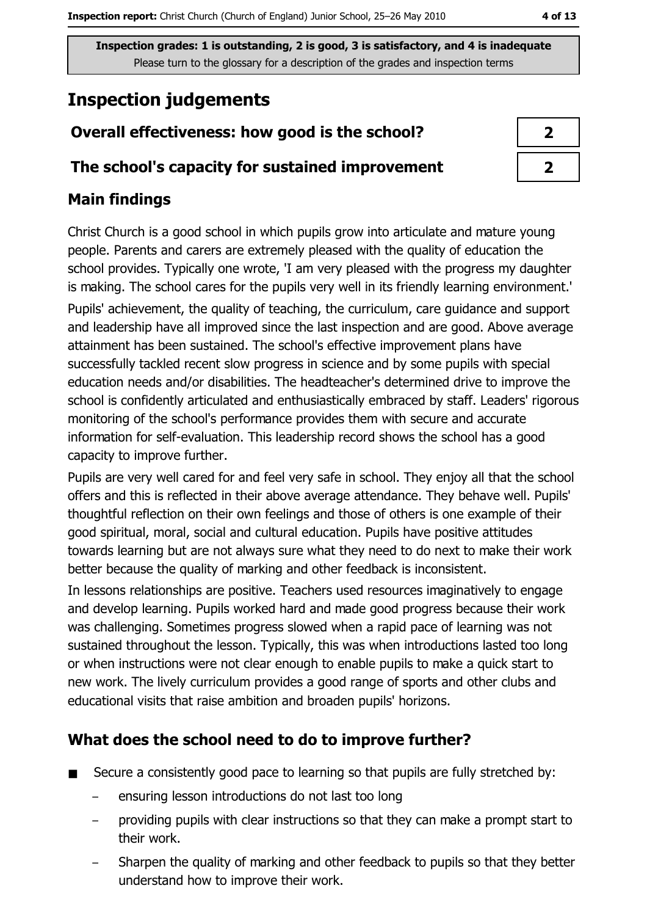**Inspection grades: 1 is outstanding, 2 is good, 3 is satisfactory, and 4 is inadequate**
Please turn to the glossary for a description of the grades and inspection terms

# Inspection judgements

| | |
|---|---|
| **Overall effectiveness: how good is the school?** | 2 |
| **The school's capacity for sustained improvement** | 2 |

## Main findings

Christ Church is a good school in which pupils grow into articulate and mature young people. Parents and carers are extremely pleased with the quality of education the school provides. Typically one wrote, 'I am very pleased with the progress my daughter is making. The school cares for the pupils very well in its friendly learning environment.'

Pupils' achievement, the quality of teaching, the curriculum, care guidance and support and leadership have all improved since the last inspection and are good. Above average attainment has been sustained. The school's effective improvement plans have successfully tackled recent slow progress in science and by some pupils with special education needs and/or disabilities. The headteacher's determined drive to improve the school is confidently articulated and enthusiastically embraced by staff. Leaders' rigorous monitoring of the school's performance provides them with secure and accurate information for self-evaluation. This leadership record shows the school has a good capacity to improve further.

Pupils are very well cared for and feel very safe in school. They enjoy all that the school offers and this is reflected in their above average attendance. They behave well. Pupils' thoughtful reflection on their own feelings and those of others is one example of their good spiritual, moral, social and cultural education. Pupils have positive attitudes towards learning but are not always sure what they need to do next to make their work better because the quality of marking and other feedback is inconsistent.

In lessons relationships are positive. Teachers used resources imaginatively to engage and develop learning. Pupils worked hard and made good progress because their work was challenging. Sometimes progress slowed when a rapid pace of learning was not sustained throughout the lesson. Typically, this was when introductions lasted too long or when instructions were not clear enough to enable pupils to make a quick start to new work. The lively curriculum provides a good range of sports and other clubs and educational visits that raise ambition and broaden pupils' horizons.

## What does the school need to do to improve further?

- Secure a consistently good pace to learning so that pupils are fully stretched by:
  - ensuring lesson introductions do not last too long
  - providing pupils with clear instructions so that they can make a prompt start to their work.
  - Sharpen the quality of marking and other feedback to pupils so that they better understand how to improve their work.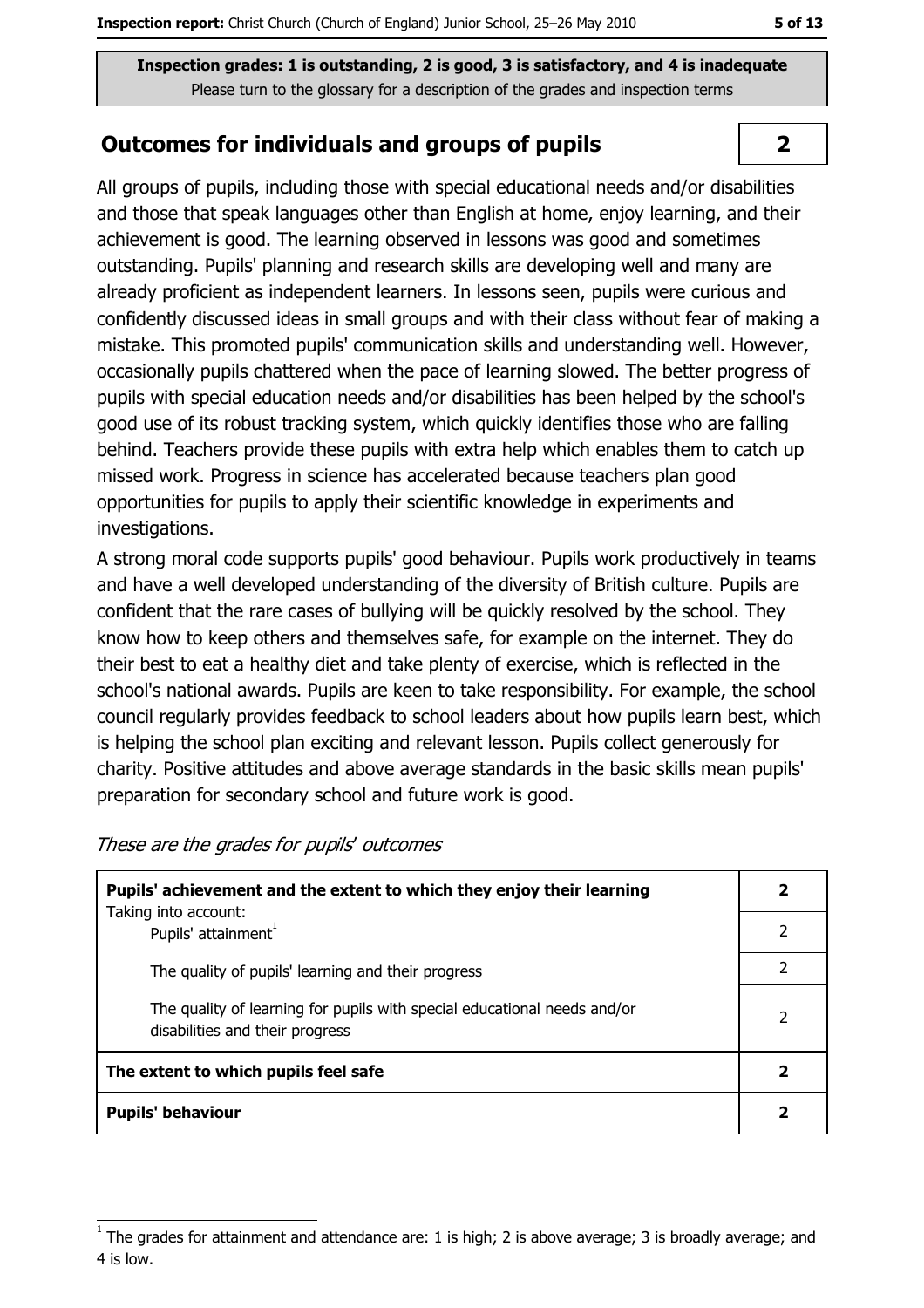Inspection grades: 1 is outstanding, 2 is good, 3 is satisfactory, and 4 is inadequate
Please turn to the glossary for a description of the grades and inspection terms

## Outcomes for individuals and groups of pupils

**2**

All groups of pupils, including those with special educational needs and/or disabilities and those that speak languages other than English at home, enjoy learning, and their achievement is good. The learning observed in lessons was good and sometimes outstanding. Pupils' planning and research skills are developing well and many are already proficient as independent learners. In lessons seen, pupils were curious and confidently discussed ideas in small groups and with their class without fear of making a mistake. This promoted pupils' communication skills and understanding well. However, occasionally pupils chattered when the pace of learning slowed. The better progress of pupils with special education needs and/or disabilities has been helped by the school's good use of its robust tracking system, which quickly identifies those who are falling behind. Teachers provide these pupils with extra help which enables them to catch up missed work. Progress in science has accelerated because teachers plan good opportunities for pupils to apply their scientific knowledge in experiments and investigations.

A strong moral code supports pupils' good behaviour. Pupils work productively in teams and have a well developed understanding of the diversity of British culture. Pupils are confident that the rare cases of bullying will be quickly resolved by the school. They know how to keep others and themselves safe, for example on the internet. They do their best to eat a healthy diet and take plenty of exercise, which is reflected in the school's national awards. Pupils are keen to take responsibility. For example, the school council regularly provides feedback to school leaders about how pupils learn best, which is helping the school plan exciting and relevant lesson. Pupils collect generously for charity. Positive attitudes and above average standards in the basic skills mean pupils' preparation for secondary school and future work is good.

*These are the grades for pupils' outcomes*

| | |
|---|---|
| **Pupils' achievement and the extent to which they enjoy their learning** | **2** |
| Taking into account: Pupils' attainment[1] | 2 |
| The quality of pupils' learning and their progress | 2 |
| The quality of learning for pupils with special educational needs and/or disabilities and their progress | 2 |
| **The extent to which pupils feel safe** | **2** |
| **Pupils' behaviour** | **2** |

[1] The grades for attainment and attendance are: 1 is high; 2 is above average; 3 is broadly average; and 4 is low.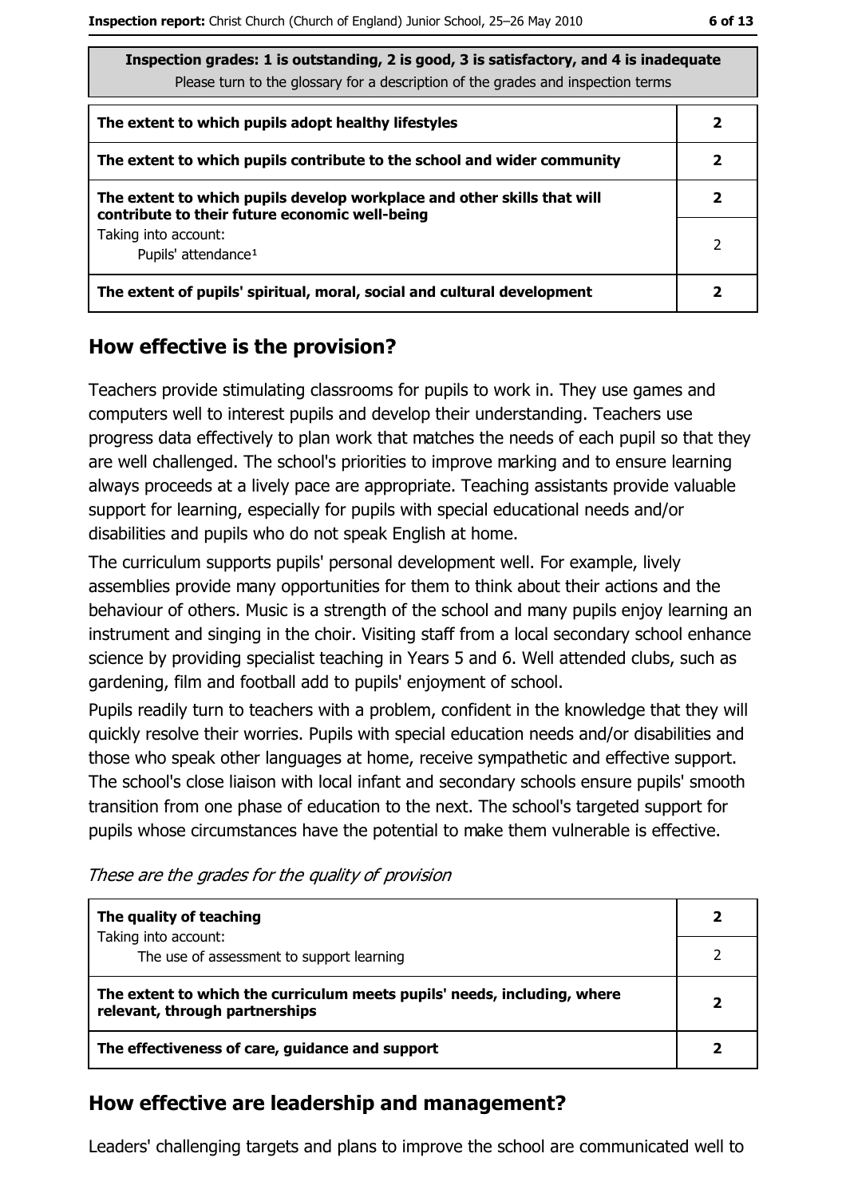| Inspection grades: 1 is outstanding, 2 is good, 3 is satisfactory, and 4 is inadequate<br>Please turn to the glossary for a description of the grades and inspection terms | |
|---|---|
| **The extent to which pupils adopt healthy lifestyles** | **2** |
| **The extent to which pupils contribute to the school and wider community** | **2** |
| **The extent to which pupils develop workplace and other skills that will contribute to their future economic well-being** | **2** |
| Taking into account:<br>Pupils' attendance[1] | 2 |
| **The extent of pupils' spiritual, moral, social and cultural development** | **2** |

## How effective is the provision?

Teachers provide stimulating classrooms for pupils to work in. They use games and computers well to interest pupils and develop their understanding. Teachers use progress data effectively to plan work that matches the needs of each pupil so that they are well challenged. The school's priorities to improve marking and to ensure learning always proceeds at a lively pace are appropriate. Teaching assistants provide valuable support for learning, especially for pupils with special educational needs and/or disabilities and pupils who do not speak English at home.

The curriculum supports pupils' personal development well. For example, lively assemblies provide many opportunities for them to think about their actions and the behaviour of others. Music is a strength of the school and many pupils enjoy learning an instrument and singing in the choir. Visiting staff from a local secondary school enhance science by providing specialist teaching in Years 5 and 6. Well attended clubs, such as gardening, film and football add to pupils' enjoyment of school.

Pupils readily turn to teachers with a problem, confident in the knowledge that they will quickly resolve their worries. Pupils with special education needs and/or disabilities and those who speak other languages at home, receive sympathetic and effective support. The school's close liaison with local infant and secondary schools ensure pupils' smooth transition from one phase of education to the next. The school's targeted support for pupils whose circumstances have the potential to make them vulnerable is effective.

*These are the grades for the quality of provision*

| | |
|---|---|
| **The quality of teaching** | **2** |
| Taking into account:<br>The use of assessment to support learning | 2 |
| **The extent to which the curriculum meets pupils' needs, including, where relevant, through partnerships** | **2** |
| **The effectiveness of care, guidance and support** | **2** |

## How effective are leadership and management?

Leaders' challenging targets and plans to improve the school are communicated well to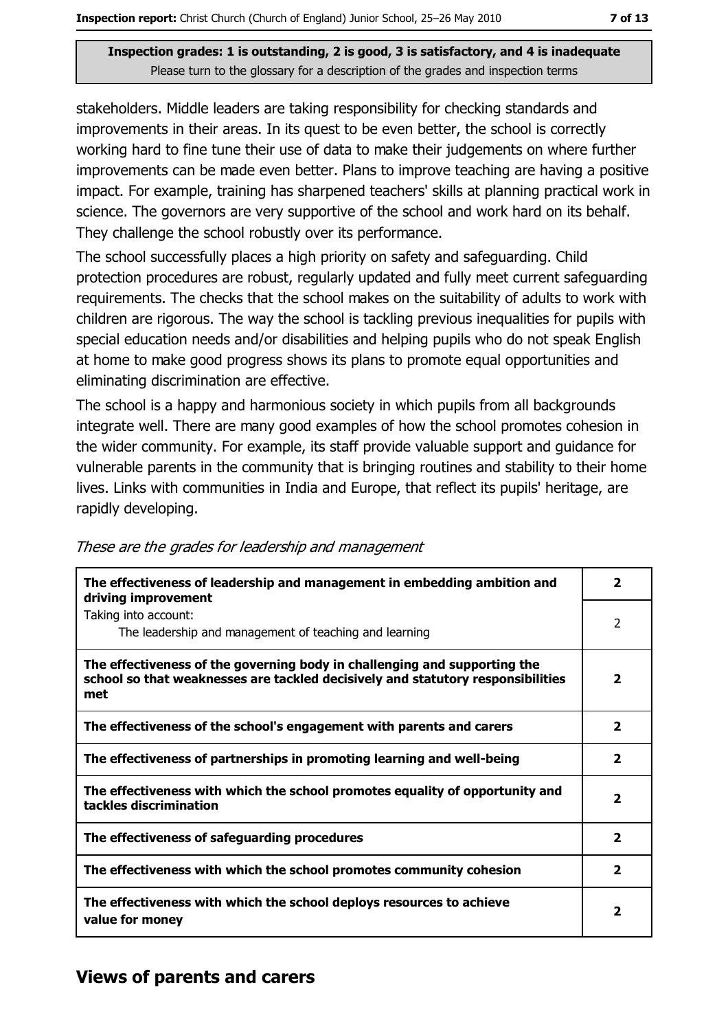**Inspection grades: 1 is outstanding, 2 is good, 3 is satisfactory, and 4 is inadequate**
Please turn to the glossary for a description of the grades and inspection terms

stakeholders. Middle leaders are taking responsibility for checking standards and improvements in their areas. In its quest to be even better, the school is correctly working hard to fine tune their use of data to make their judgements on where further improvements can be made even better. Plans to improve teaching are having a positive impact. For example, training has sharpened teachers' skills at planning practical work in science. The governors are very supportive of the school and work hard on its behalf. They challenge the school robustly over its performance.

The school successfully places a high priority on safety and safeguarding. Child protection procedures are robust, regularly updated and fully meet current safeguarding requirements. The checks that the school makes on the suitability of adults to work with children are rigorous. The way the school is tackling previous inequalities for pupils with special education needs and/or disabilities and helping pupils who do not speak English at home to make good progress shows its plans to promote equal opportunities and eliminating discrimination are effective.

The school is a happy and harmonious society in which pupils from all backgrounds integrate well. There are many good examples of how the school promotes cohesion in the wider community. For example, its staff provide valuable support and guidance for vulnerable parents in the community that is bringing routines and stability to their home lives. Links with communities in India and Europe, that reflect its pupils' heritage, are rapidly developing.

*These are the grades for leadership and management*

| | |
|---|---|
| **The effectiveness of leadership and management in embedding ambition and driving improvement** | **2** |
| Taking into account:<br>The leadership and management of teaching and learning | 2 |
| **The effectiveness of the governing body in challenging and supporting the school so that weaknesses are tackled decisively and statutory responsibilities met** | **2** |
| **The effectiveness of the school's engagement with parents and carers** | **2** |
| **The effectiveness of partnerships in promoting learning and well-being** | **2** |
| **The effectiveness with which the school promotes equality of opportunity and tackles discrimination** | **2** |
| **The effectiveness of safeguarding procedures** | **2** |
| **The effectiveness with which the school promotes community cohesion** | **2** |
| **The effectiveness with which the school deploys resources to achieve value for money** | **2** |

## Views of parents and carers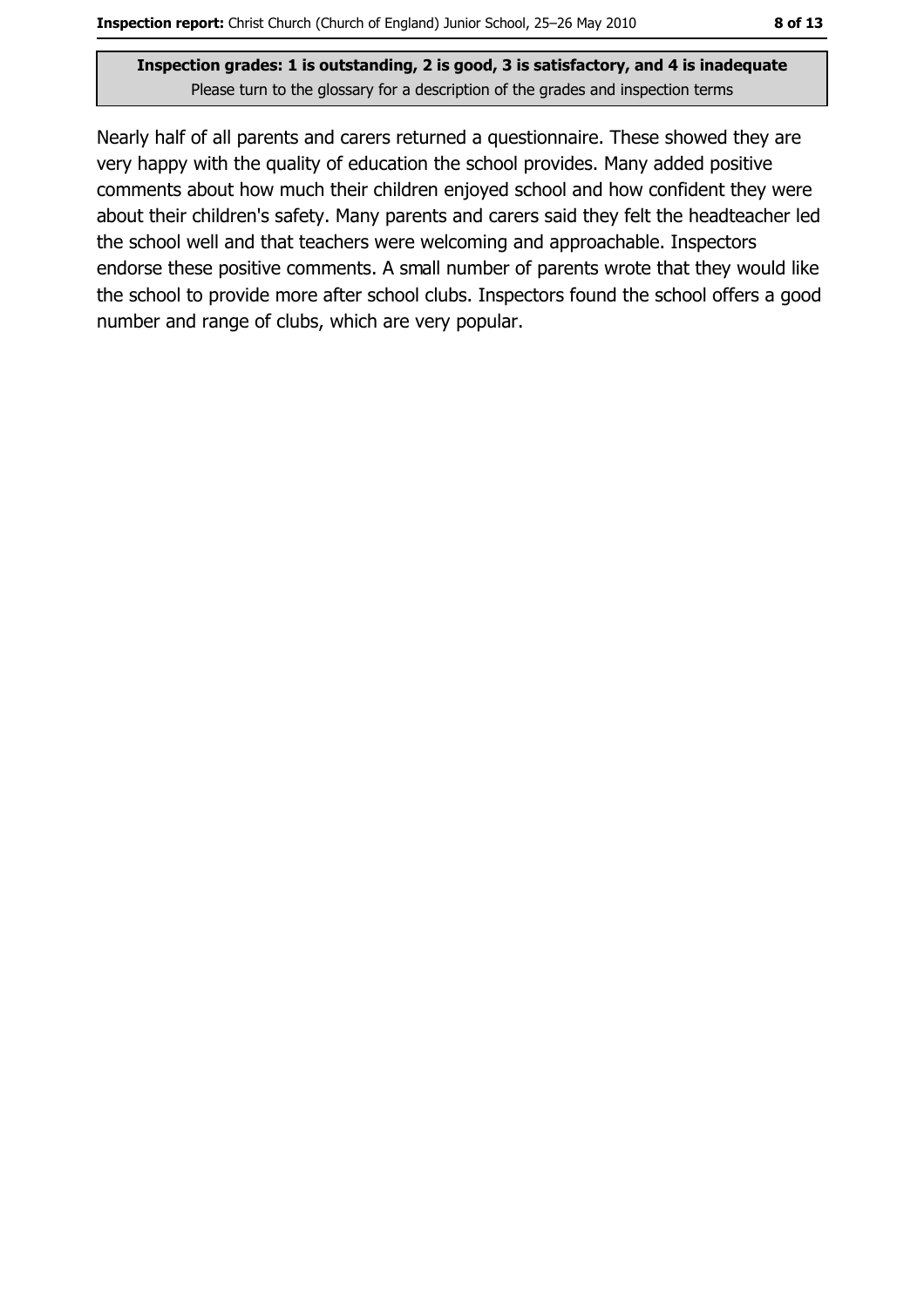**Inspection grades: 1 is outstanding, 2 is good, 3 is satisfactory, and 4 is inadequate**
Please turn to the glossary for a description of the grades and inspection terms

Nearly half of all parents and carers returned a questionnaire. These showed they are very happy with the quality of education the school provides. Many added positive comments about how much their children enjoyed school and how confident they were about their children's safety. Many parents and carers said they felt the headteacher led the school well and that teachers were welcoming and approachable. Inspectors endorse these positive comments. A small number of parents wrote that they would like the school to provide more after school clubs. Inspectors found the school offers a good number and range of clubs, which are very popular.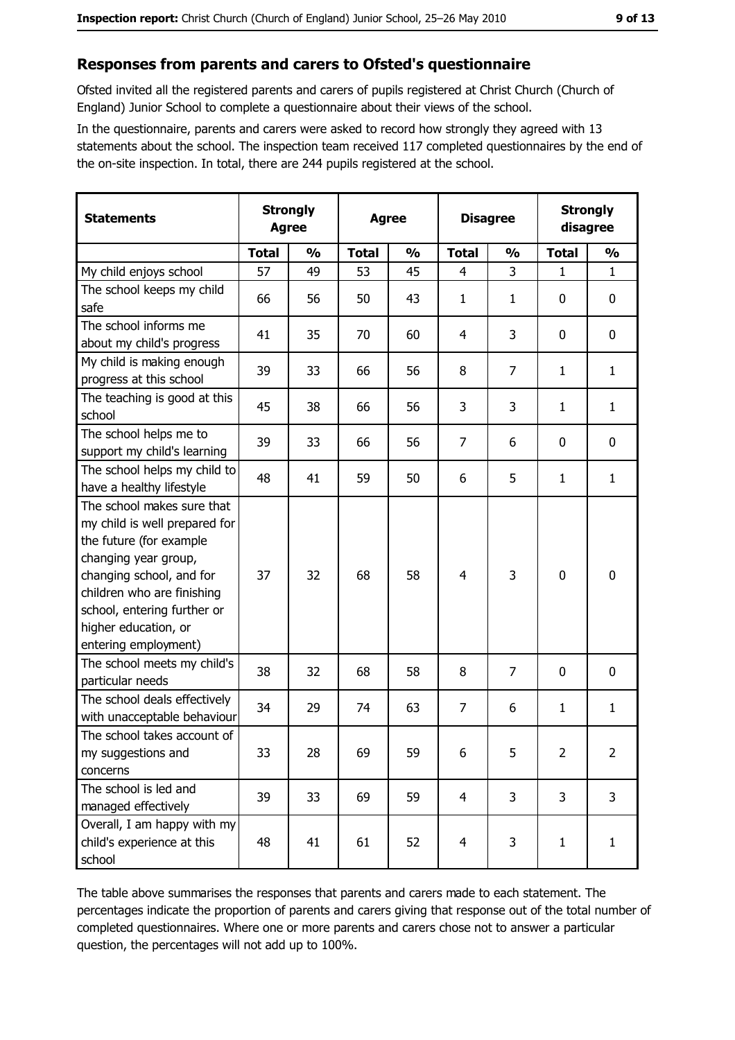## Responses from parents and carers to Ofsted's questionnaire

Ofsted invited all the registered parents and carers of pupils registered at Christ Church (Church of England) Junior School to complete a questionnaire about their views of the school.

In the questionnaire, parents and carers were asked to record how strongly they agreed with 13 statements about the school. The inspection team received 117 completed questionnaires by the end of the on-site inspection. In total, there are 244 pupils registered at the school.

| Statements | Strongly Agree | | Agree | | Disagree | | Strongly disagree | |
|---|---|---|---|---|---|---|---|---|
| | Total | % | Total | % | Total | % | Total | % |
| My child enjoys school | 57 | 49 | 53 | 45 | 4 | 3 | 1 | 1 |
| The school keeps my child safe | 66 | 56 | 50 | 43 | 1 | 1 | 0 | 0 |
| The school informs me about my child's progress | 41 | 35 | 70 | 60 | 4 | 3 | 0 | 0 |
| My child is making enough progress at this school | 39 | 33 | 66 | 56 | 8 | 7 | 1 | 1 |
| The teaching is good at this school | 45 | 38 | 66 | 56 | 3 | 3 | 1 | 1 |
| The school helps me to support my child's learning | 39 | 33 | 66 | 56 | 7 | 6 | 0 | 0 |
| The school helps my child to have a healthy lifestyle | 48 | 41 | 59 | 50 | 6 | 5 | 1 | 1 |
| The school makes sure that my child is well prepared for the future (for example changing year group, changing school, and for children who are finishing school, entering further or higher education, or entering employment) | 37 | 32 | 68 | 58 | 4 | 3 | 0 | 0 |
| The school meets my child's particular needs | 38 | 32 | 68 | 58 | 8 | 7 | 0 | 0 |
| The school deals effectively with unacceptable behaviour | 34 | 29 | 74 | 63 | 7 | 6 | 1 | 1 |
| The school takes account of my suggestions and concerns | 33 | 28 | 69 | 59 | 6 | 5 | 2 | 2 |
| The school is led and managed effectively | 39 | 33 | 69 | 59 | 4 | 3 | 3 | 3 |
| Overall, I am happy with my child's experience at this school | 48 | 41 | 61 | 52 | 4 | 3 | 1 | 1 |

The table above summarises the responses that parents and carers made to each statement. The percentages indicate the proportion of parents and carers giving that response out of the total number of completed questionnaires. Where one or more parents and carers chose not to answer a particular question, the percentages will not add up to 100%.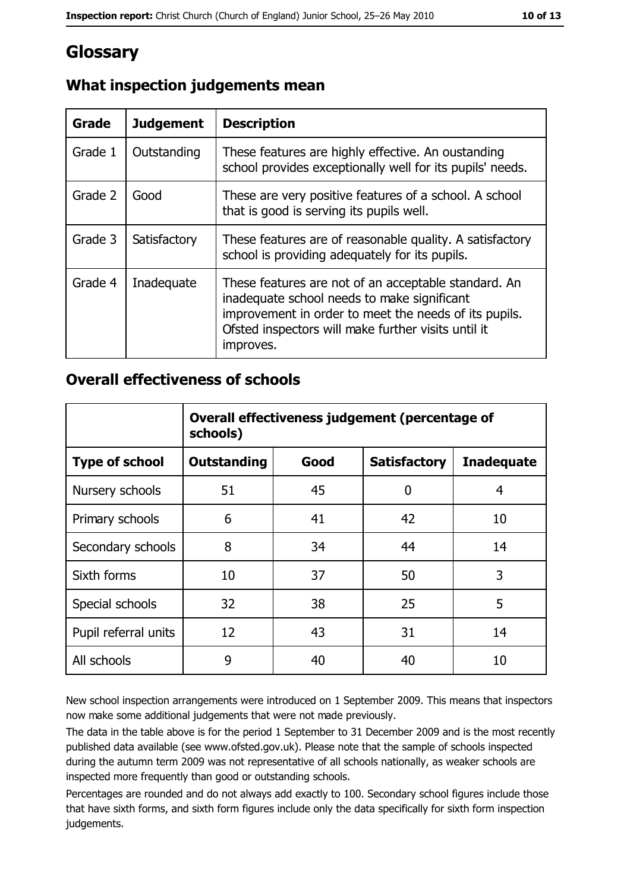# Glossary

## What inspection judgements mean

| Grade | Judgement | Description |
|---|---|---|
| Grade 1 | Outstanding | These features are highly effective. An oustanding school provides exceptionally well for its pupils' needs. |
| Grade 2 | Good | These are very positive features of a school. A school that is good is serving its pupils well. |
| Grade 3 | Satisfactory | These features are of reasonable quality. A satisfactory school is providing adequately for its pupils. |
| Grade 4 | Inadequate | These features are not of an acceptable standard. An inadequate school needs to make significant improvement in order to meet the needs of its pupils. Ofsted inspectors will make further visits until it improves. |

## Overall effectiveness of schools

| | Overall effectiveness judgement (percentage of schools) | | | |
|---|---|---|---|---|
| **Type of school** | **Outstanding** | **Good** | **Satisfactory** | **Inadequate** |
| Nursery schools | 51 | 45 | 0 | 4 |
| Primary schools | 6 | 41 | 42 | 10 |
| Secondary schools | 8 | 34 | 44 | 14 |
| Sixth forms | 10 | 37 | 50 | 3 |
| Special schools | 32 | 38 | 25 | 5 |
| Pupil referral units | 12 | 43 | 31 | 14 |
| All schools | 9 | 40 | 40 | 10 |

New school inspection arrangements were introduced on 1 September 2009. This means that inspectors now make some additional judgements that were not made previously.

The data in the table above is for the period 1 September to 31 December 2009 and is the most recently published data available (see www.ofsted.gov.uk). Please note that the sample of schools inspected during the autumn term 2009 was not representative of all schools nationally, as weaker schools are inspected more frequently than good or outstanding schools.

Percentages are rounded and do not always add exactly to 100. Secondary school figures include those that have sixth forms, and sixth form figures include only the data specifically for sixth form inspection judgements.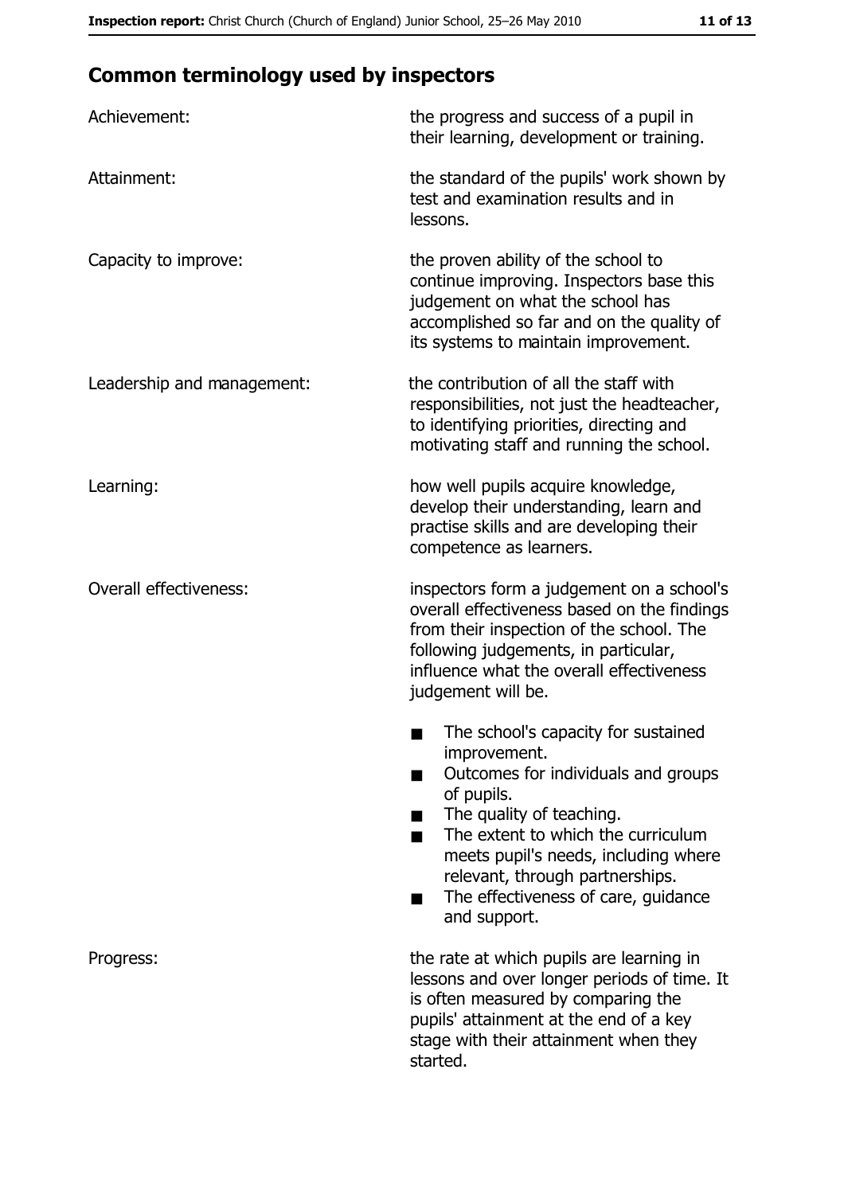## Common terminology used by inspectors

| | |
|---|---|
| Achievement: | the progress and success of a pupil in their learning, development or training. |
| Attainment: | the standard of the pupils' work shown by test and examination results and in lessons. |
| Capacity to improve: | the proven ability of the school to continue improving. Inspectors base this judgement on what the school has accomplished so far and on the quality of its systems to maintain improvement. |
| Leadership and management: | the contribution of all the staff with responsibilities, not just the headteacher, to identifying priorities, directing and motivating staff and running the school. |
| Learning: | how well pupils acquire knowledge, develop their understanding, learn and practise skills and are developing their competence as learners. |
| Overall effectiveness: | inspectors form a judgement on a school's overall effectiveness based on the findings from their inspection of the school. The following judgements, in particular, influence what the overall effectiveness judgement will be. <br>■ The school's capacity for sustained improvement.<br>■ Outcomes for individuals and groups of pupils.<br>■ The quality of teaching.<br>■ The extent to which the curriculum meets pupil's needs, including where relevant, through partnerships.<br>■ The effectiveness of care, guidance and support. |
| Progress: | the rate at which pupils are learning in lessons and over longer periods of time. It is often measured by comparing the pupils' attainment at the end of a key stage with their attainment when they started. |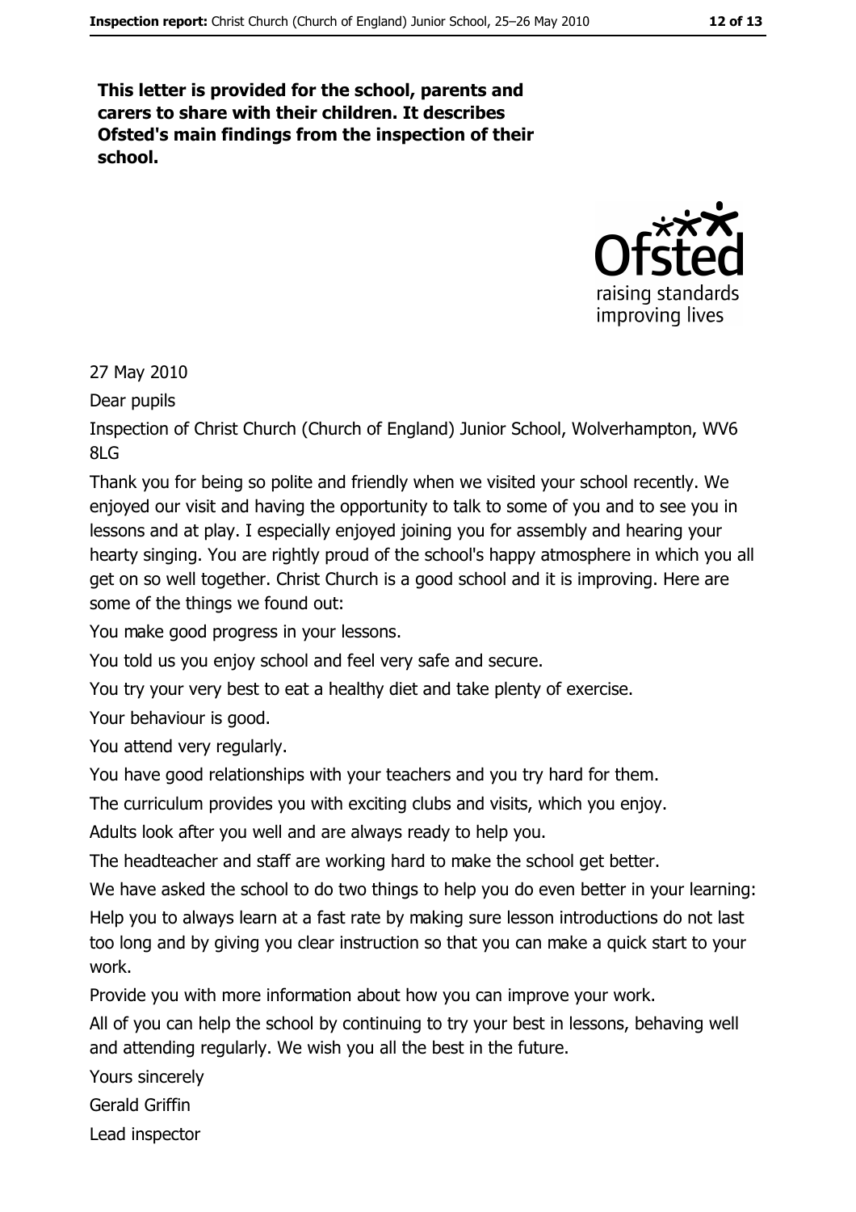**This letter is provided for the school, parents and carers to share with their children. It describes Ofsted's main findings from the inspection of their school.**

27 May 2010

Dear pupils

Inspection of Christ Church (Church of England) Junior School, Wolverhampton, WV6 8LG

Thank you for being so polite and friendly when we visited your school recently. We enjoyed our visit and having the opportunity to talk to some of you and to see you in lessons and at play. I especially enjoyed joining you for assembly and hearing your hearty singing. You are rightly proud of the school's happy atmosphere in which you all get on so well together. Christ Church is a good school and it is improving. Here are some of the things we found out:

- You make good progress in your lessons.
- You told us you enjoy school and feel very safe and secure.
- You try your very best to eat a healthy diet and take plenty of exercise.
- Your behaviour is good.
- You attend very regularly.
- You have good relationships with your teachers and you try hard for them.
- The curriculum provides you with exciting clubs and visits, which you enjoy.
- Adults look after you well and are always ready to help you.
- The headteacher and staff are working hard to make the school get better.

We have asked the school to do two things to help you do even better in your learning:

- Help you to always learn at a fast rate by making sure lesson introductions do not last too long and by giving you clear instruction so that you can make a quick start to your work.
- Provide you with more information about how you can improve your work.

All of you can help the school by continuing to try your best in lessons, behaving well and attending regularly. We wish you all the best in the future.

Yours sincerely

Gerald Griffin

Lead inspector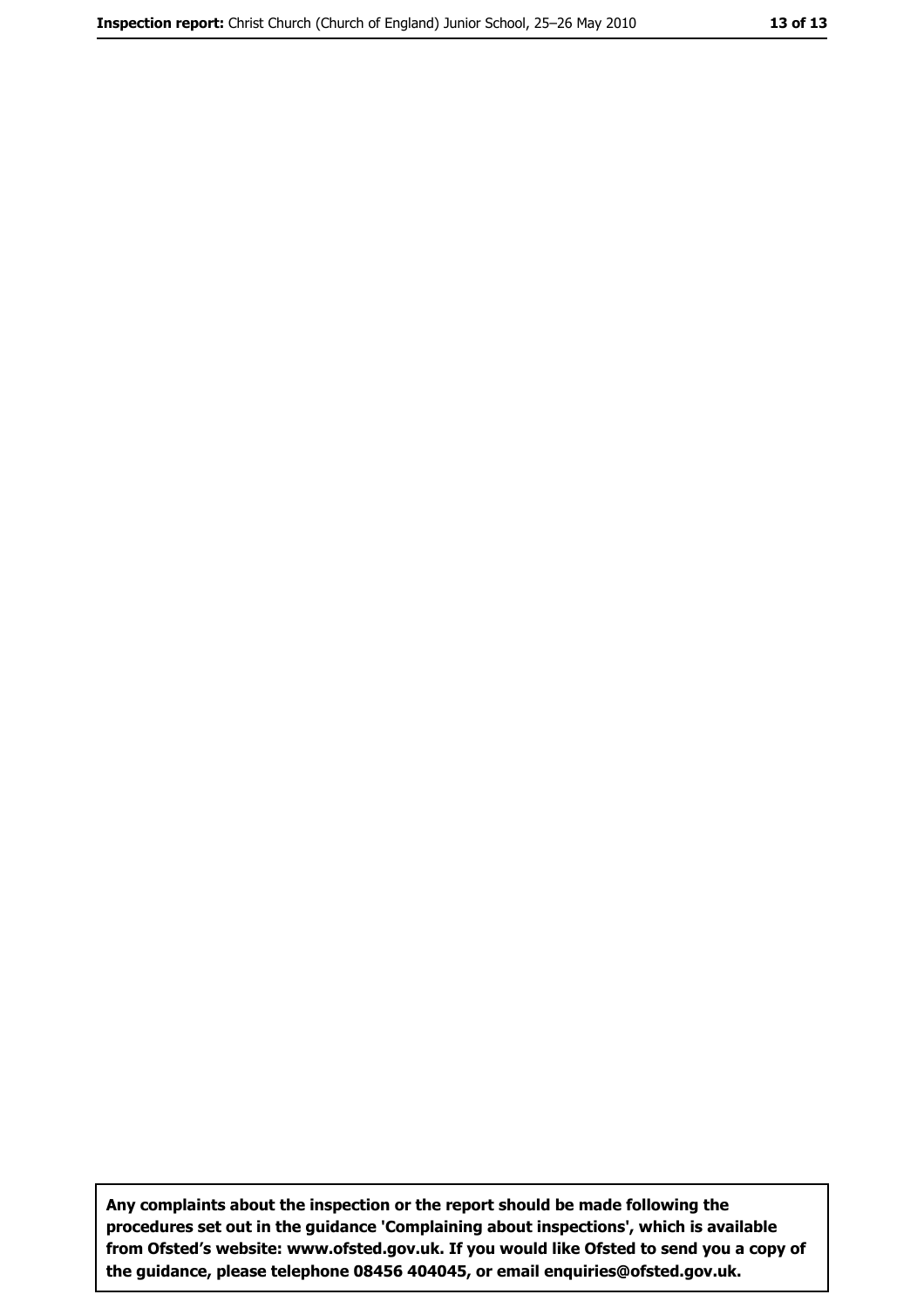**Any complaints about the inspection or the report should be made following the procedures set out in the guidance 'Complaining about inspections', which is available from Ofsted's website: www.ofsted.gov.uk. If you would like Ofsted to send you a copy of the guidance, please telephone 08456 404045, or email enquiries@ofsted.gov.uk.**